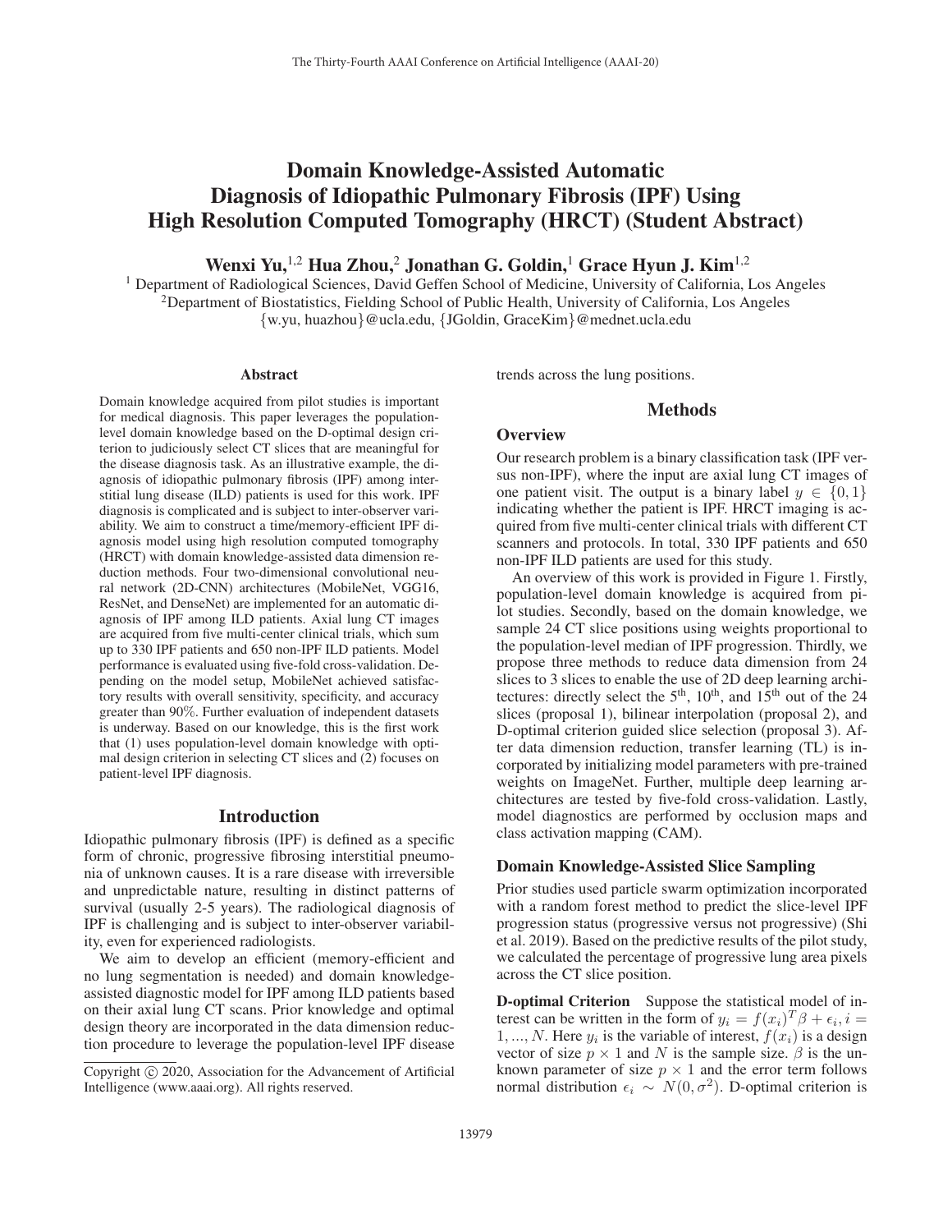# Domain Knowledge-Assisted Automatic Diagnosis of Idiopathic Pulmonary Fibrosis (IPF) Using High Resolution Computed Tomography (HRCT) (Student Abstract)

**Wenxi Yu,[1,2] Hua Zhou,[2] Jonathan G. Goldin,[1] Grace Hyun J. Kim[1,2]**

[1] Department of Radiological Sciences, David Geffen School of Medicine, University of California, Los Angeles
[2]Department of Biostatistics, Fielding School of Public Health, University of California, Los Angeles
{w.yu, huazhou}@ucla.edu, {JGoldin, GraceKim}@mednet.ucla.edu

## Abstract

Domain knowledge acquired from pilot studies is important for medical diagnosis. This paper leverages the population-level domain knowledge based on the D-optimal design criterion to judiciously select CT slices that are meaningful for the disease diagnosis task. As an illustrative example, the diagnosis of idiopathic pulmonary fibrosis (IPF) among interstitial lung disease (ILD) patients is used for this work. IPF diagnosis is complicated and is subject to inter-observer variability. We aim to construct a time/memory-efficient IPF diagnosis model using high resolution computed tomography (HRCT) with domain knowledge-assisted data dimension reduction methods. Four two-dimensional convolutional neural network (2D-CNN) architectures (MobileNet, VGG16, ResNet, and DenseNet) are implemented for an automatic diagnosis of IPF among ILD patients. Axial lung CT images are acquired from five multi-center clinical trials, which sum up to 330 IPF patients and 650 non-IPF ILD patients. Model performance is evaluated using five-fold cross-validation. Depending on the model setup, MobileNet achieved satisfactory results with overall sensitivity, specificity, and accuracy greater than 90%. Further evaluation of independent datasets is underway. Based on our knowledge, this is the first work that (1) uses population-level domain knowledge with optimal design criterion in selecting CT slices and (2) focuses on patient-level IPF diagnosis.

## Introduction

Idiopathic pulmonary fibrosis (IPF) is defined as a specific form of chronic, progressive fibrosing interstitial pneumonia of unknown causes. It is a rare disease with irreversible and unpredictable nature, resulting in distinct patterns of survival (usually 2-5 years). The radiological diagnosis of IPF is challenging and is subject to inter-observer variability, even for experienced radiologists.

We aim to develop an efficient (memory-efficient and no lung segmentation is needed) and domain knowledge-assisted diagnostic model for IPF among ILD patients based on their axial lung CT scans. Prior knowledge and optimal design theory are incorporated in the data dimension reduction procedure to leverage the population-level IPF disease trends across the lung positions.

Copyright © 2020, Association for the Advancement of Artificial Intelligence (www.aaai.org). All rights reserved.

## Methods

### Overview

Our research problem is a binary classification task (IPF versus non-IPF), where the input are axial lung CT images of one patient visit. The output is a binary label $y \in \{0, 1\}$ indicating whether the patient is IPF. HRCT imaging is acquired from five multi-center clinical trials with different CT scanners and protocols. In total, 330 IPF patients and 650 non-IPF ILD patients are used for this study.

An overview of this work is provided in Figure 1. Firstly, population-level domain knowledge is acquired from pilot studies. Secondly, based on the domain knowledge, we sample 24 CT slice positions using weights proportional to the population-level median of IPF progression. Thirdly, we propose three methods to reduce data dimension from 24 slices to 3 slices to enable the use of 2D deep learning architectures: directly select the 5th, 10th, and 15th out of the 24 slices (proposal 1), bilinear interpolation (proposal 2), and D-optimal criterion guided slice selection (proposal 3). After data dimension reduction, transfer learning (TL) is incorporated by initializing model parameters with pre-trained weights on ImageNet. Further, multiple deep learning architectures are tested by five-fold cross-validation. Lastly, model diagnostics are performed by occlusion maps and class activation mapping (CAM).

### Domain Knowledge-Assisted Slice Sampling

Prior studies used particle swarm optimization incorporated with a random forest method to predict the slice-level IPF progression status (progressive versus not progressive) (Shi et al. 2019). Based on the predictive results of the pilot study, we calculated the percentage of progressive lung area pixels across the CT slice position.

**D-optimal Criterion** Suppose the statistical model of interest can be written in the form of $y_i = f(x_i)^T \beta + \epsilon_i, i = 1, ..., N$. Here $y_i$ is the variable of interest, $f(x_i)$ is a design vector of size $p \times 1$ and $N$ is the sample size. $\beta$ is the unknown parameter of size $p \times 1$ and the error term follows normal distribution $\epsilon_i \sim N(0, \sigma^2)$. D-optimal criterion is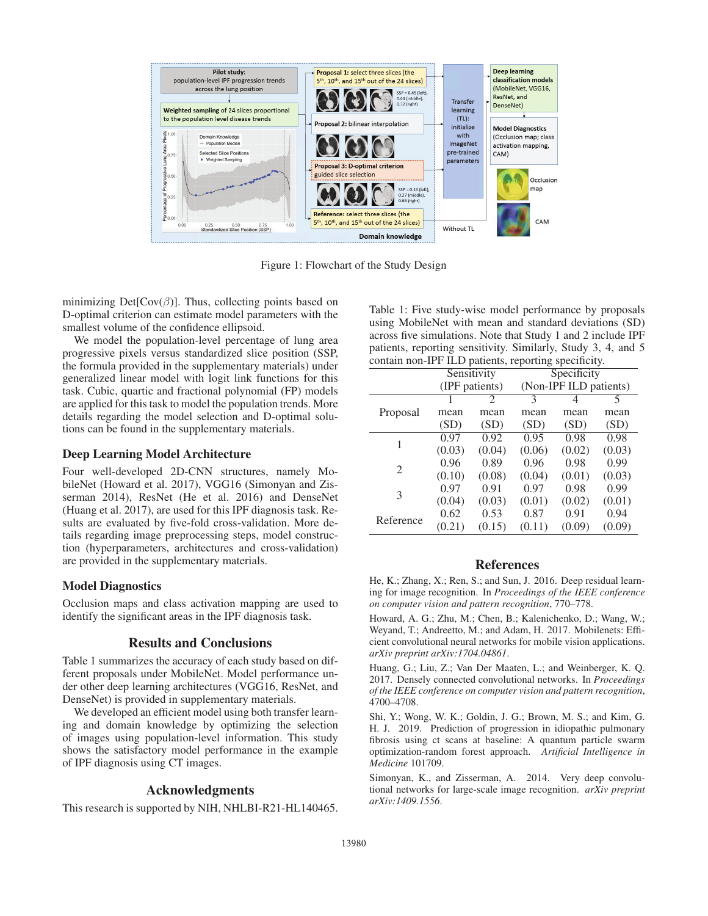Pilot study: population-level IPF progression trends across the lung position

Weighted sampling of 24 slices proportional to the population level disease trends

Domain Knowledge

— Population Median

Selected Slice Positions

Weighted Sampling

Percentage of Progressive Lung Area Pixels

Standardized Slice Position (SSP)

Proposal 1: select three slices (the 5th, 10th, and 15th out of the 24 slices)

SSP = 0.45 (left), 0.64 (middle), 0.72 (right)

Proposal 2: bilinear interpolation

Proposal 3: D-optimal criterion guided slice selection

SSP = 0.13 (left), 0.27 (middle), 0.88 (right)

Reference: select three slices (the 5th, 10th, and 15th out of the 24 slices)

Domain knowledge

Transfer learning (TL): initialize with ImageNet pre-trained parameters

Without TL

Deep learning classification models (MobileNet, VGG16, ResNet, and DenseNet)

Model Diagnostics (Occlusion map; class activation mapping, CAM)

Occlusion map

CAM

Figure 1: Flowchart of the Study Design

minimizing Det[Cov($\beta$)]. Thus, collecting points based on D-optimal criterion can estimate model parameters with the smallest volume of the confidence ellipsoid.

We model the population-level percentage of lung area progressive pixels versus standardized slice position (SSP, the formula provided in the supplementary materials) under generalized linear model with logit link functions for this task. Cubic, quartic and fractional polynomial (FP) models are applied for this task to model the population trends. More details regarding the model selection and D-optimal solutions can be found in the supplementary materials.

## Deep Learning Model Architecture

Four well-developed 2D-CNN structures, namely MobileNet (Howard et al. 2017), VGG16 (Simonyan and Zisserman 2014), ResNet (He et al. 2016) and DenseNet (Huang et al. 2017), are used for this IPF diagnosis task. Results are evaluated by five-fold cross-validation. More details regarding image preprocessing steps, model construction (hyperparameters, architectures and cross-validation) are provided in the supplementary materials.

## Model Diagnostics

Occlusion maps and class activation mapping are used to identify the significant areas in the IPF diagnosis task.

## Results and Conclusions

Table 1 summarizes the accuracy of each study based on different proposals under MobileNet. Model performance under other deep learning architectures (VGG16, ResNet, and DenseNet) is provided in supplementary materials.

We developed an efficient model using both transfer learning and domain knowledge by optimizing the selection of images using population-level information. This study shows the satisfactory model performance in the example of IPF diagnosis using CT images.

## Acknowledgments

This research is supported by NIH, NHLBI-R21-HL140465.

Table 1: Five study-wise model performance by proposals using MobileNet with mean and standard deviations (SD) across five simulations. Note that Study 1 and 2 include IPF patients, reporting sensitivity. Similarly, Study 3, 4, and 5 contain non-IPF ILD patients, reporting specificity.

| | Sensitivity (IPF patients) | | Specificity (Non-IPF ILD patients) | | |
|---|---|---|---|---|---|
| Proposal | 1 mean (SD) | 2 mean (SD) | 3 mean (SD) | 4 mean (SD) | 5 mean (SD) |
| 1 | 0.97 (0.03) | 0.92 (0.04) | 0.95 (0.06) | 0.98 (0.02) | 0.98 (0.03) |
| 2 | 0.96 (0.10) | 0.89 (0.08) | 0.96 (0.04) | 0.98 (0.01) | 0.99 (0.03) |
| 3 | 0.97 (0.04) | 0.91 (0.03) | 0.97 (0.01) | 0.98 (0.02) | 0.99 (0.01) |
| Reference | 0.62 (0.21) | 0.53 (0.15) | 0.87 (0.11) | 0.91 (0.09) | 0.94 (0.09) |

## References

He, K.; Zhang, X.; Ren, S.; and Sun, J. 2016. Deep residual learning for image recognition. In *Proceedings of the IEEE conference on computer vision and pattern recognition*, 770–778.

Howard, A. G.; Zhu, M.; Chen, B.; Kalenichenko, D.; Wang, W.; Weyand, T.; Andreetto, M.; and Adam, H. 2017. Mobilenets: Efficient convolutional neural networks for mobile vision applications. *arXiv preprint arXiv:1704.04861*.

Huang, G.; Liu, Z.; Van Der Maaten, L.; and Weinberger, K. Q. 2017. Densely connected convolutional networks. In *Proceedings of the IEEE conference on computer vision and pattern recognition*, 4700–4708.

Shi, Y.; Wong, W. K.; Goldin, J. G.; Brown, M. S.; and Kim, G. H. J. 2019. Prediction of progression in idiopathic pulmonary fibrosis using ct scans at baseline: A quantum particle swarm optimization-random forest approach. *Artificial Intelligence in Medicine* 101709.

Simonyan, K., and Zisserman, A. 2014. Very deep convolutional networks for large-scale image recognition. *arXiv preprint arXiv:1409.1556*.